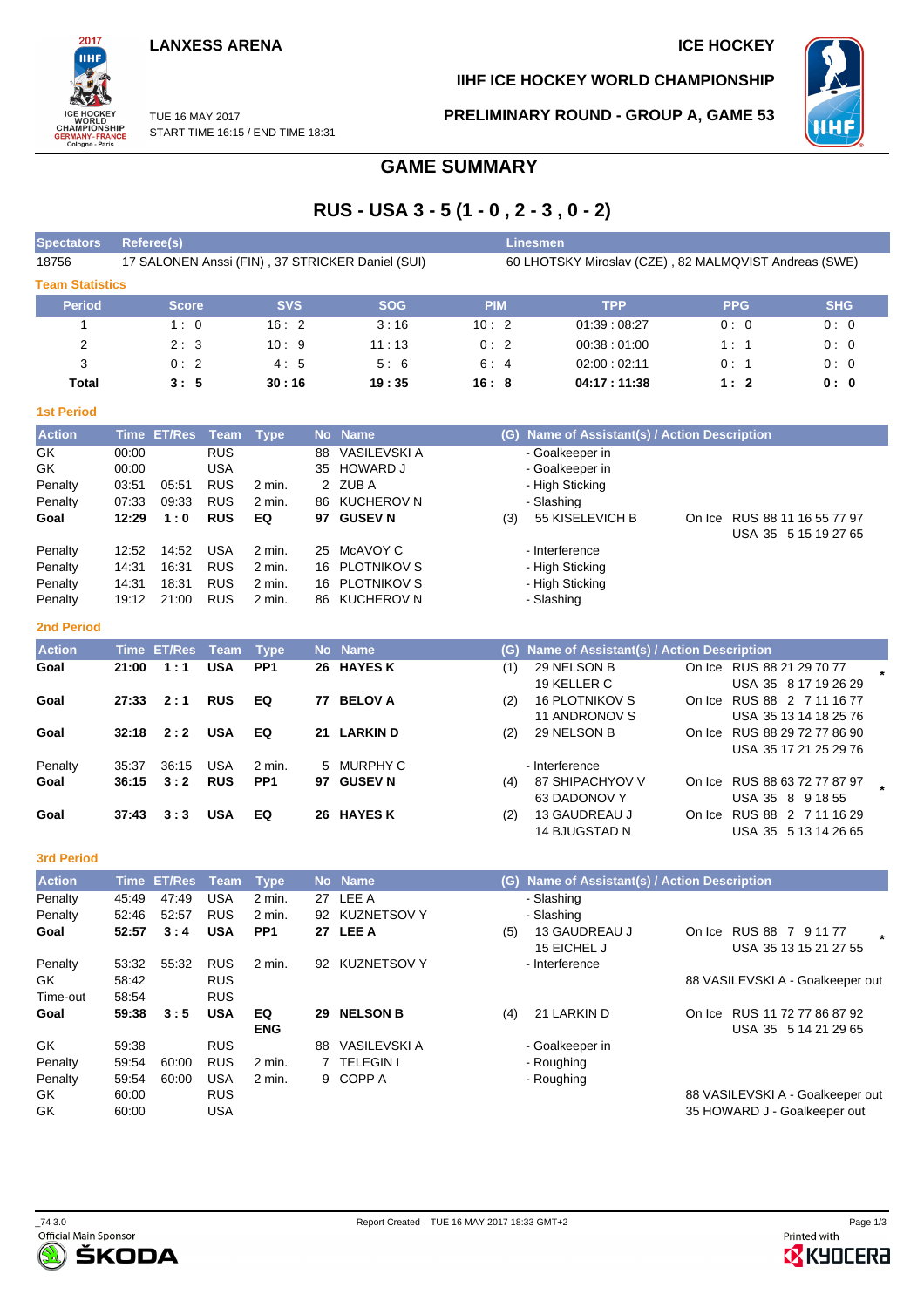**LANXESS ARENA**

**ICE HOCKEY**

**IIHF ICE HOCKEY WORLD CHAMPIONSHIP**

TUE 16 MAY 2017
START TIME 16:15 / END TIME 18:31

**PRELIMINARY ROUND - GROUP A, GAME 53**

# GAME SUMMARY

## RUS - USA 3 - 5 (1 - 0 , 2 - 3 , 0 - 2)

| Spectators | Referee(s) | Linesmen |
|---|---|---|
| 18756 | 17 SALONEN Anssi (FIN) , 37 STRICKER Daniel (SUI) | 60 LHOTSKY Miroslav (CZE) , 82 MALMQVIST Andreas (SWE) |

### Team Statistics

| Period | Score | SVS | SOG | PIM | TPP | PPG | SHG |
|---|---|---|---|---|---|---|---|
| 1 | 1 : 0 | 16 : 2 | 3 : 16 | 10 : 2 | 01:39 : 08:27 | 0 : 0 | 0 : 0 |
| 2 | 2 : 3 | 10 : 9 | 11 : 13 | 0 : 2 | 00:38 : 01:00 | 1 : 1 | 0 : 0 |
| 3 | 0 : 2 | 4 : 5 | 5 : 6 | 6 : 4 | 02:00 : 02:11 | 0 : 1 | 0 : 0 |
| **Total** | **3 : 5** | **30 : 16** | **19 : 35** | **16 : 8** | **04:17 : 11:38** | **1 : 2** | **0 : 0** |

### 1st Period

| Action | Time | ET/Res | Team | Type | No | Name | (G) | Name of Assistant(s) / Action Description | |
|---|---|---|---|---|---|---|---|---|---|
| GK | 00:00 | | RUS | | 88 | VASILEVSKI A | | - Goalkeeper in | |
| GK | 00:00 | | USA | | 35 | HOWARD J | | - Goalkeeper in | |
| Penalty | 03:51 | 05:51 | RUS | 2 min. | 2 | ZUB A | | - High Sticking | |
| Penalty | 07:33 | 09:33 | RUS | 2 min. | 86 | KUCHEROV N | | - Slashing | |
| **Goal** | **12:29** | **1 : 0** | **RUS** | **EQ** | **97** | **GUSEV N** | (3) | 55 KISELEVICH B | On Ice RUS 88 11 16 55 77 97<br>USA 35 5 15 19 27 65 |
| Penalty | 12:52 | 14:52 | USA | 2 min. | 25 | McAVOY C | | - Interference | |
| Penalty | 14:31 | 16:31 | RUS | 2 min. | 16 | PLOTNIKOV S | | - High Sticking | |
| Penalty | 14:31 | 18:31 | RUS | 2 min. | 16 | PLOTNIKOV S | | - High Sticking | |
| Penalty | 19:12 | 21:00 | RUS | 2 min. | 86 | KUCHEROV N | | - Slashing | |

### 2nd Period

| Action | Time | ET/Res | Team | Type | No | Name | (G) | Name of Assistant(s) / Action Description | |
|---|---|---|---|---|---|---|---|---|---|
| **Goal** | **21:00** | **1 : 1** | **USA** | **PP1** | **26** | **HAYES K** | (1) | 29 NELSON B<br>19 KELLER C | On Ice RUS 88 21 29 70 77<br>USA 35 8 17 19 26 29 * |
| **Goal** | **27:33** | **2 : 1** | **RUS** | **EQ** | **77** | **BELOV A** | (2) | 16 PLOTNIKOV S<br>11 ANDRONOV S | On Ice RUS 88 2 7 11 16 77<br>USA 35 13 14 18 25 76 |
| **Goal** | **32:18** | **2 : 2** | **USA** | **EQ** | **21** | **LARKIN D** | (2) | 29 NELSON B | On Ice RUS 88 29 72 77 86 90<br>USA 35 17 21 25 29 76 |
| Penalty | 35:37 | 36:15 | USA | 2 min. | 5 | MURPHY C | | - Interference | |
| **Goal** | **36:15** | **3 : 2** | **RUS** | **PP1** | **97** | **GUSEV N** | (4) | 87 SHIPACHYOV V<br>63 DADONOV Y | On Ice RUS 88 63 72 77 87 97<br>USA 35 8 9 18 55 * |
| **Goal** | **37:43** | **3 : 3** | **USA** | **EQ** | **26** | **HAYES K** | (2) | 13 GAUDREAU J<br>14 BJUGSTAD N | On Ice RUS 88 2 7 11 16 29<br>USA 35 5 13 14 26 65 |

### 3rd Period

| Action | Time | ET/Res | Team | Type | No | Name | (G) | Name of Assistant(s) / Action Description | |
|---|---|---|---|---|---|---|---|---|---|
| Penalty | 45:49 | 47:49 | USA | 2 min. | 27 | LEE A | | - Slashing | |
| Penalty | 52:46 | 52:57 | RUS | 2 min. | 92 | KUZNETSOV Y | | - Slashing | |
| **Goal** | **52:57** | **3 : 4** | **USA** | **PP1** | **27** | **LEE A** | (5) | 13 GAUDREAU J<br>15 EICHEL J | On Ice RUS 88 7 9 11 77<br>USA 35 13 15 21 27 55 * |
| Penalty | 53:32 | 55:32 | RUS | 2 min. | 92 | KUZNETSOV Y | | - Interference | |
| GK | 58:42 | | RUS | | | | | | 88 VASILEVSKI A - Goalkeeper out |
| Time-out | 58:54 | | RUS | | | | | | |
| **Goal** | **59:38** | **3 : 5** | **USA** | **EQ ENG** | **29** | **NELSON B** | (4) | 21 LARKIN D | On Ice RUS 11 72 77 86 87 92<br>USA 35 5 14 21 29 65 |
| GK | 59:38 | | RUS | | 88 | VASILEVSKI A | | - Goalkeeper in | |
| Penalty | 59:54 | 60:00 | RUS | 2 min. | 7 | TELEGIN I | | - Roughing | |
| Penalty | 59:54 | 60:00 | USA | 2 min. | 9 | COPP A | | - Roughing | |
| GK | 60:00 | | RUS | | | | | | 88 VASILEVSKI A - Goalkeeper out |
| GK | 60:00 | | USA | | | | | | 35 HOWARD J - Goalkeeper out |

_74 3.0 Report Created TUE 16 MAY 2017 18:33 GMT+2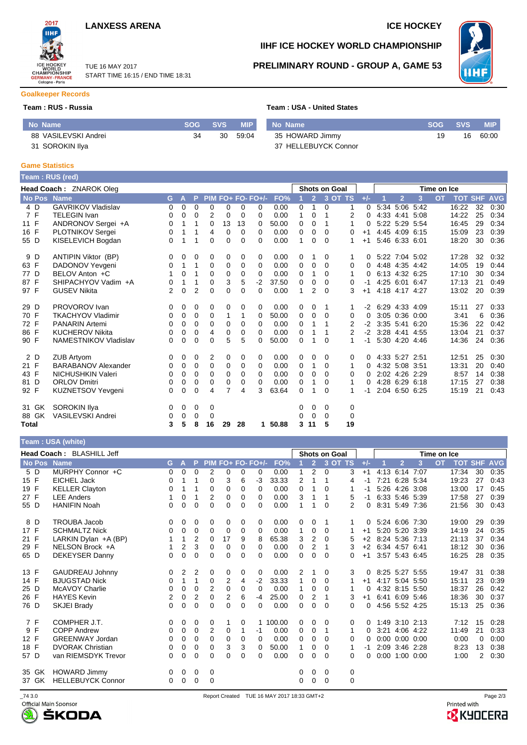LANXESS ARENA

ICE HOCKEY

# IIHF ICE HOCKEY WORLD CHAMPIONSHIP

## PRELIMINARY ROUND - GROUP A, GAME 53

TUE 16 MAY 2017
START TIME 16:15 / END TIME 18:31

### Goalkeeper Records

**Team : RUS - Russia**

| No | Name | SOG | SVS | MIP |
|---|---|---|---|---|
| 88 | VASILEVSKI Andrei | 34 | 30 | 59:04 |
| 31 | SOROKIN Ilya | | | |

**Team : USA - United States**

| No | Name | SOG | SVS | MIP |
|---|---|---|---|---|
| 35 | HOWARD Jimmy | 19 | 16 | 60:00 |
| 37 | HELLEBUYCK Connor | | | |

### Game Statistics

**Team : RUS (red)**

**Head Coach : ZNAROK Oleg**

| No | Pos | Name | G | A | P | PIM | FO+ | FO- | FO+/- | FO% | SOG 1 | SOG 2 | SOG 3 | SOG OT | SOG TS | +/- | TOI 1 | TOI 2 | TOI 3 | TOI OT | TOI TOT | SHF | AVG |
|---|---|---|---|---|---|---|---|---|---|---|---|---|---|---|---|---|---|---|---|---|---|---|---|
| 4 | D | GAVRIKOV Vladislav | 0 | 0 | 0 | 0 | 0 | 0 | 0 | 0.00 | 0 | 1 | 0 | | 1 | 0 | 5:34 | 5:06 | 5:42 | | 16:22 | 32 | 0:30 |
| 7 | F | TELEGIN Ivan | 0 | 0 | 0 | 2 | 0 | 0 | 0 | 0.00 | 1 | 0 | 1 | | 2 | 0 | 4:33 | 4:41 | 5:08 | | 14:22 | 25 | 0:34 |
| 11 | F | ANDRONOV Sergei +A | 0 | 1 | 1 | 0 | 13 | 13 | 0 | 50.00 | 0 | 0 | 1 | | 1 | 0 | 5:22 | 5:29 | 5:54 | | 16:45 | 29 | 0:34 |
| 16 | F | PLOTNIKOV Sergei | 0 | 1 | 1 | 4 | 0 | 0 | 0 | 0.00 | 0 | 0 | 0 | | 0 | +1 | 4:45 | 4:09 | 6:15 | | 15:09 | 23 | 0:39 |
| 55 | D | KISELEVICH Bogdan | 0 | 1 | 1 | 0 | 0 | 0 | 0 | 0.00 | 1 | 0 | 0 | | 1 | +1 | 5:46 | 6:33 | 6:01 | | 18:20 | 30 | 0:36 |
| 9 | D | ANTIPIN Viktor (BP) | 0 | 0 | 0 | 0 | 0 | 0 | 0 | 0.00 | 0 | 1 | 0 | | 1 | 0 | 5:22 | 7:04 | 5:02 | | 17:28 | 32 | 0:32 |
| 63 | F | DADONOV Yevgeni | 0 | 1 | 1 | 0 | 0 | 0 | 0 | 0.00 | 0 | 0 | 0 | | 0 | 0 | 4:48 | 4:35 | 4:42 | | 14:05 | 19 | 0:44 |
| 77 | D | BELOV Anton +C | 1 | 0 | 1 | 0 | 0 | 0 | 0 | 0.00 | 0 | 1 | 0 | | 1 | 0 | 6:13 | 4:32 | 6:25 | | 17:10 | 30 | 0:34 |
| 87 | F | SHIPACHYOV Vadim +A | 0 | 1 | 1 | 0 | 3 | 5 | -2 | 37.50 | 0 | 0 | 0 | | 0 | -1 | 4:25 | 6:01 | 6:47 | | 17:13 | 21 | 0:49 |
| 97 | F | GUSEV Nikita | 2 | 0 | 2 | 0 | 0 | 0 | 0 | 0.00 | 1 | 2 | 0 | | 3 | +1 | 4:18 | 4:17 | 4:27 | | 13:02 | 20 | 0:39 |
| 29 | D | PROVOROV Ivan | 0 | 0 | 0 | 0 | 0 | 0 | 0 | 0.00 | 0 | 0 | 1 | | 1 | -2 | 6:29 | 4:33 | 4:09 | | 15:11 | 27 | 0:33 |
| 70 | F | TKACHYOV Vladimir | 0 | 0 | 0 | 0 | 1 | 1 | 0 | 50.00 | 0 | 0 | 0 | | 0 | 0 | 3:05 | 0:36 | 0:00 | | 3:41 | 6 | 0:36 |
| 72 | F | PANARIN Artemi | 0 | 0 | 0 | 0 | 0 | 0 | 0 | 0.00 | 0 | 1 | 1 | | 2 | -2 | 3:35 | 5:41 | 6:20 | | 15:36 | 22 | 0:42 |
| 86 | F | KUCHEROV Nikita | 0 | 0 | 0 | 4 | 0 | 0 | 0 | 0.00 | 0 | 1 | 1 | | 2 | -2 | 3:28 | 4:41 | 4:55 | | 13:04 | 21 | 0:37 |
| 90 | F | NAMESTNIKOV Vladislav | 0 | 0 | 0 | 0 | 5 | 5 | 0 | 50.00 | 0 | 1 | 0 | | 1 | -1 | 5:30 | 4:20 | 4:46 | | 14:36 | 24 | 0:36 |
| 2 | D | ZUB Artyom | 0 | 0 | 0 | 2 | 0 | 0 | 0 | 0.00 | 0 | 0 | 0 | | 0 | 0 | 4:33 | 5:27 | 2:51 | | 12:51 | 25 | 0:30 |
| 21 | F | BARABANOV Alexander | 0 | 0 | 0 | 0 | 0 | 0 | 0 | 0.00 | 0 | 1 | 0 | | 1 | 0 | 4:32 | 5:08 | 3:51 | | 13:31 | 20 | 0:40 |
| 43 | F | NICHUSHKIN Valeri | 0 | 0 | 0 | 0 | 0 | 0 | 0 | 0.00 | 0 | 0 | 0 | | 0 | 0 | 2:02 | 4:26 | 2:29 | | 8:57 | 14 | 0:38 |
| 81 | D | ORLOV Dmitri | 0 | 0 | 0 | 0 | 0 | 0 | 0 | 0.00 | 0 | 1 | 0 | | 1 | 0 | 4:28 | 6:29 | 6:18 | | 17:15 | 27 | 0:38 |
| 92 | F | KUZNETSOV Yevgeni | 0 | 0 | 0 | 4 | 7 | 4 | 3 | 63.64 | 0 | 1 | 0 | | 1 | -1 | 2:04 | 6:50 | 6:25 | | 15:19 | 21 | 0:43 |
| 31 | GK | SOROKIN Ilya | 0 | 0 | 0 | 0 | | | | | 0 | 0 | 0 | | 0 | | | | | | | | |
| 88 | GK | VASILEVSKI Andrei | 0 | 0 | 0 | 0 | | | | | 0 | 0 | 0 | | 0 | | | | | | | | |
| Total | | | 3 | 5 | 8 | 16 | 29 | 28 | 1 | 50.88 | 3 | 11 | 5 | | 19 | | | | | | | | |

**Team : USA (white)**

**Head Coach : BLASHILL Jeff**

| No | Pos | Name | G | A | P | PIM | FO+ | FO- | FO+/- | FO% | SOG 1 | SOG 2 | SOG 3 | SOG OT | SOG TS | +/- | TOI 1 | TOI 2 | TOI 3 | TOI OT | TOI TOT | SHF | AVG |
|---|---|---|---|---|---|---|---|---|---|---|---|---|---|---|---|---|---|---|---|---|---|---|---|
| 5 | D | MURPHY Connor +C | 0 | 0 | 0 | 2 | 0 | 0 | 0 | 0.00 | 1 | 2 | 0 | | 3 | +1 | 4:13 | 6:14 | 7:07 | | 17:34 | 30 | 0:35 |
| 15 | F | EICHEL Jack | 0 | 1 | 1 | 0 | 3 | 6 | -3 | 33.33 | 2 | 1 | 1 | | 4 | -1 | 7:21 | 6:28 | 5:34 | | 19:23 | 27 | 0:43 |
| 19 | F | KELLER Clayton | 0 | 1 | 1 | 0 | 0 | 0 | 0 | 0.00 | 0 | 1 | 0 | | 1 | -1 | 5:26 | 4:26 | 3:08 | | 13:00 | 17 | 0:45 |
| 27 | F | LEE Anders | 1 | 0 | 1 | 2 | 0 | 0 | 0 | 0.00 | 3 | 1 | 1 | | 5 | -1 | 6:33 | 5:46 | 5:39 | | 17:58 | 27 | 0:39 |
| 55 | D | HANIFIN Noah | 0 | 0 | 0 | 0 | 0 | 0 | 0 | 0.00 | 1 | 1 | 0 | | 2 | 0 | 8:31 | 5:49 | 7:36 | | 21:56 | 30 | 0:43 |
| 8 | D | TROUBA Jacob | 0 | 0 | 0 | 0 | 0 | 0 | 0 | 0.00 | 0 | 0 | 1 | | 1 | 0 | 5:24 | 6:06 | 7:30 | | 19:00 | 29 | 0:39 |
| 17 | F | SCHMALTZ Nick | 0 | 0 | 0 | 0 | 0 | 0 | 0 | 0.00 | 1 | 0 | 0 | | 1 | +1 | 5:20 | 5:20 | 3:39 | | 14:19 | 24 | 0:35 |
| 21 | F | LARKIN Dylan +A (BP) | 1 | 1 | 2 | 0 | 17 | 9 | 8 | 65.38 | 3 | 2 | 0 | | 5 | +2 | 8:24 | 5:36 | 7:13 | | 21:13 | 37 | 0:34 |
| 29 | F | NELSON Brock +A | 1 | 2 | 3 | 0 | 0 | 0 | 0 | 0.00 | 0 | 2 | 1 | | 3 | +2 | 6:34 | 4:57 | 6:41 | | 18:12 | 30 | 0:36 |
| 65 | D | DEKEYSER Danny | 0 | 0 | 0 | 0 | 0 | 0 | 0 | 0.00 | 0 | 0 | 0 | | 0 | +1 | 3:57 | 5:43 | 6:45 | | 16:25 | 28 | 0:35 |
| 13 | F | GAUDREAU Johnny | 0 | 2 | 2 | 0 | 0 | 0 | 0 | 0.00 | 2 | 1 | 0 | | 3 | 0 | 8:25 | 5:27 | 5:55 | | 19:47 | 31 | 0:38 |
| 14 | F | BJUGSTAD Nick | 0 | 1 | 1 | 0 | 2 | 4 | -2 | 33.33 | 1 | 0 | 0 | | 1 | +1 | 4:17 | 5:04 | 5:50 | | 15:11 | 23 | 0:39 |
| 25 | D | McAVOY Charlie | 0 | 0 | 0 | 2 | 0 | 0 | 0 | 0.00 | 1 | 0 | 0 | | 1 | 0 | 4:32 | 8:15 | 5:50 | | 18:37 | 26 | 0:42 |
| 26 | F | HAYES Kevin | 2 | 0 | 2 | 0 | 2 | 6 | -4 | 25.00 | 0 | 2 | 1 | | 3 | +1 | 6:41 | 6:09 | 5:46 | | 18:36 | 30 | 0:37 |
| 76 | D | SKJEI Brady | 0 | 0 | 0 | 0 | 0 | 0 | 0 | 0.00 | 0 | 0 | 0 | | 0 | 0 | 4:56 | 5:52 | 4:25 | | 15:13 | 25 | 0:36 |
| 7 | F | COMPHER J.T. | 0 | 0 | 0 | 0 | 1 | 0 | 1 | 100.00 | 0 | 0 | 0 | | 0 | 0 | 1:49 | 3:10 | 2:13 | | 7:12 | 15 | 0:28 |
| 9 | F | COPP Andrew | 0 | 0 | 0 | 2 | 0 | 1 | -1 | 0.00 | 0 | 0 | 1 | | 1 | 0 | 3:21 | 4:06 | 4:22 | | 11:49 | 21 | 0:33 |
| 12 | F | GREENWAY Jordan | 0 | 0 | 0 | 0 | 0 | 0 | 0 | 0.00 | 0 | 0 | 0 | | 0 | 0 | 0:00 | 0:00 | 0:00 | | 0:00 | 0 | 0:00 |
| 18 | F | DVORAK Christian | 0 | 0 | 0 | 0 | 3 | 3 | 0 | 50.00 | 1 | 0 | 0 | | 1 | -1 | 2:09 | 3:46 | 2:28 | | 8:23 | 13 | 0:38 |
| 57 | D | van RIEMSDYK Trevor | 0 | 0 | 0 | 0 | 0 | 0 | 0 | 0.00 | 0 | 0 | 0 | | 0 | 0 | 0:00 | 1:00 | 0:00 | | 1:00 | 2 | 0:30 |
| 35 | GK | HOWARD Jimmy | 0 | 0 | 0 | 0 | | | | | 0 | 0 | 0 | | 0 | | | | | | | | |
| 37 | GK | HELLEBUYCK Connor | 0 | 0 | 0 | 0 | | | | | 0 | 0 | 0 | | 0 | | | | | | | | |

_74 3.0 Report Created TUE 16 MAY 2017 18:33 GMT+2

Official Main Sponsor ŠKODA

Printed with KYOCERA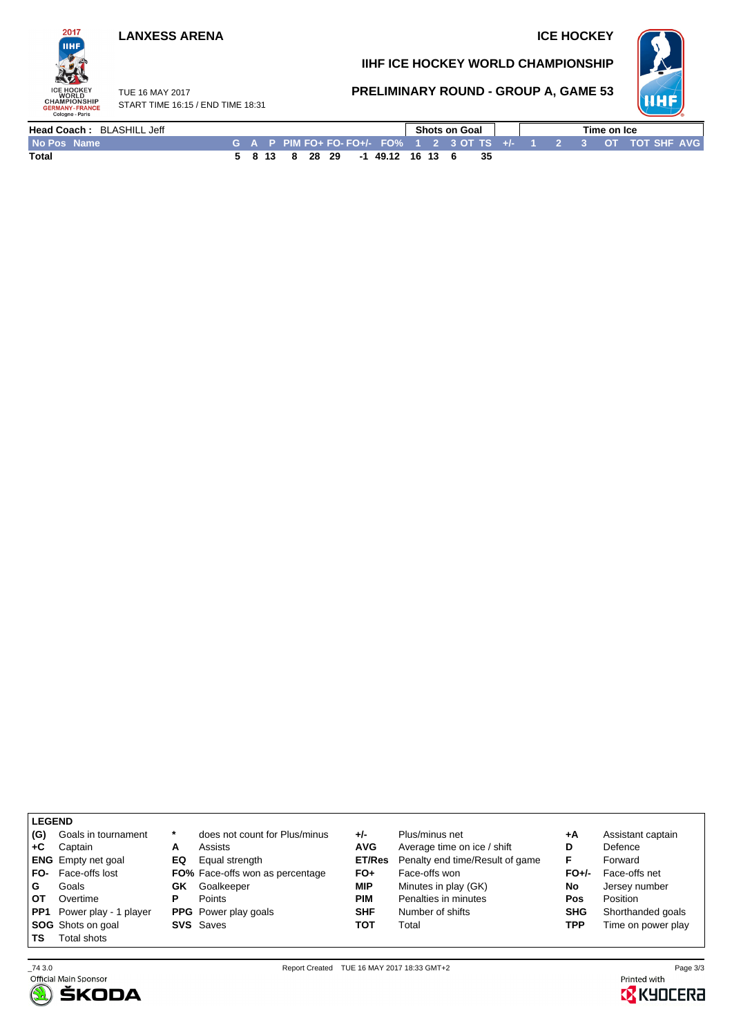**LANXESS ARENA**

**ICE HOCKEY**

**IIHF ICE HOCKEY WORLD CHAMPIONSHIP**

TUE 16 MAY 2017
START TIME 16:15 / END TIME 18:31

**PRELIMINARY ROUND - GROUP A, GAME 53**

**Head Coach :** BLASHILL Jeff

| No Pos Name | G | A | P | PIM | FO+ | FO- | FO+/- | FO% | 1 | 2 | 3 | OT | TS | +/- | 1 | 2 | 3 | OT | TOT | SHF | AVG |
|---|---|---|---|---|---|---|---|---|---|---|---|---|---|---|---|---|---|---|---|---|---|
| | | | | | | | | | Shots on Goal | | | | | | Time on Ice | | | | | | |
| **Total** | 5 | 8 | 13 | 8 | 28 | 29 | -1 | 49.12 | 16 | 13 | 6 | | 35 | | | | | | | | |

| LEGEND | | | | | | | |
|---|---|---|---|---|---|---|---|
| **(G)** Goals in tournament | | **\*** does not count for Plus/minus | | **+/-** | Plus/minus net | **+A** | Assistant captain |
| **+C** Captain | | **A** Assists | | **AVG** | Average time on ice / shift | **D** | Defence |
| **ENG** Empty net goal | | **EQ** Equal strength | | **ET/Res** | Penalty end time/Result of game | **F** | Forward |
| **FO-** Face-offs lost | | **FO%** Face-offs won as percentage | | **FO+** | Face-offs won | **FO+/-** | Face-offs net |
| **G** Goals | | **GK** Goalkeeper | | **MIP** | Minutes in play (GK) | **No** | Jersey number |
| **OT** Overtime | | **P** Points | | **PIM** | Penalties in minutes | **Pos** | Position |
| **PP1** Power play - 1 player | | **PPG** Power play goals | | **SHF** | Number of shifts | **SHG** | Shorthanded goals |
| **SOG** Shots on goal | | **SVS** Saves | | **TOT** | Total | **TPP** | Time on power play |
| **TS** Total shots | | | | | | | |

_74 3.0

Report Created TUE 16 MAY 2017 18:33 GMT+2

Official Main Sponsor ŠKODA

Printed with KYOCERA